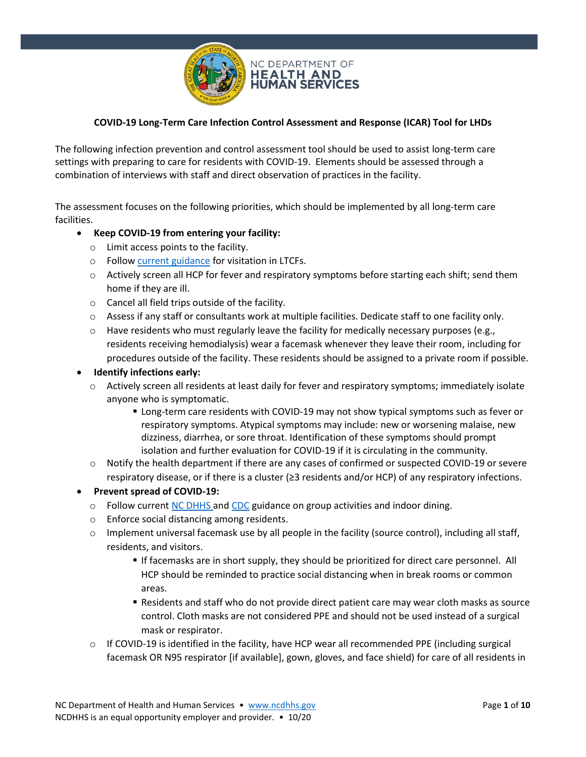NC DEPARTMENT OF HEALTH AND HUMAN SERVICES

**COVID-19 Long-Term Care Infection Control Assessment and Response (ICAR) Tool for LHDs**

The following infection prevention and control assessment tool should be used to assist long-term care settings with preparing to care for residents with COVID-19. Elements should be assessed through a combination of interviews with staff and direct observation of practices in the facility.

The assessment focuses on the following priorities, which should be implemented by all long-term care facilities.

- **Keep COVID-19 from entering your facility:**
  - Limit access points to the facility.
  - Follow current guidance for visitation in LTCFs.
  - Actively screen all HCP for fever and respiratory symptoms before starting each shift; send them home if they are ill.
  - Cancel all field trips outside of the facility.
  - Assess if any staff or consultants work at multiple facilities. Dedicate staff to one facility only.
  - Have residents who must regularly leave the facility for medically necessary purposes (e.g., residents receiving hemodialysis) wear a facemask whenever they leave their room, including for procedures outside of the facility. These residents should be assigned to a private room if possible.
- **Identify infections early:**
  - Actively screen all residents at least daily for fever and respiratory symptoms; immediately isolate anyone who is symptomatic.
    - Long-term care residents with COVID-19 may not show typical symptoms such as fever or respiratory symptoms. Atypical symptoms may include: new or worsening malaise, new dizziness, diarrhea, or sore throat. Identification of these symptoms should prompt isolation and further evaluation for COVID-19 if it is circulating in the community.
  - Notify the health department if there are any cases of confirmed or suspected COVID-19 or severe respiratory disease, or if there is a cluster (≥3 residents and/or HCP) of any respiratory infections.
- **Prevent spread of COVID-19:**
  - Follow current NC DHHS and CDC guidance on group activities and indoor dining.
  - Enforce social distancing among residents.
  - Implement universal facemask use by all people in the facility (source control), including all staff, residents, and visitors.
    - If facemasks are in short supply, they should be prioritized for direct care personnel. All HCP should be reminded to practice social distancing when in break rooms or common areas.
    - Residents and staff who do not provide direct patient care may wear cloth masks as source control. Cloth masks are not considered PPE and should not be used instead of a surgical mask or respirator.
  - If COVID-19 is identified in the facility, have HCP wear all recommended PPE (including surgical facemask OR N95 respirator [if available], gown, gloves, and face shield) for care of all residents in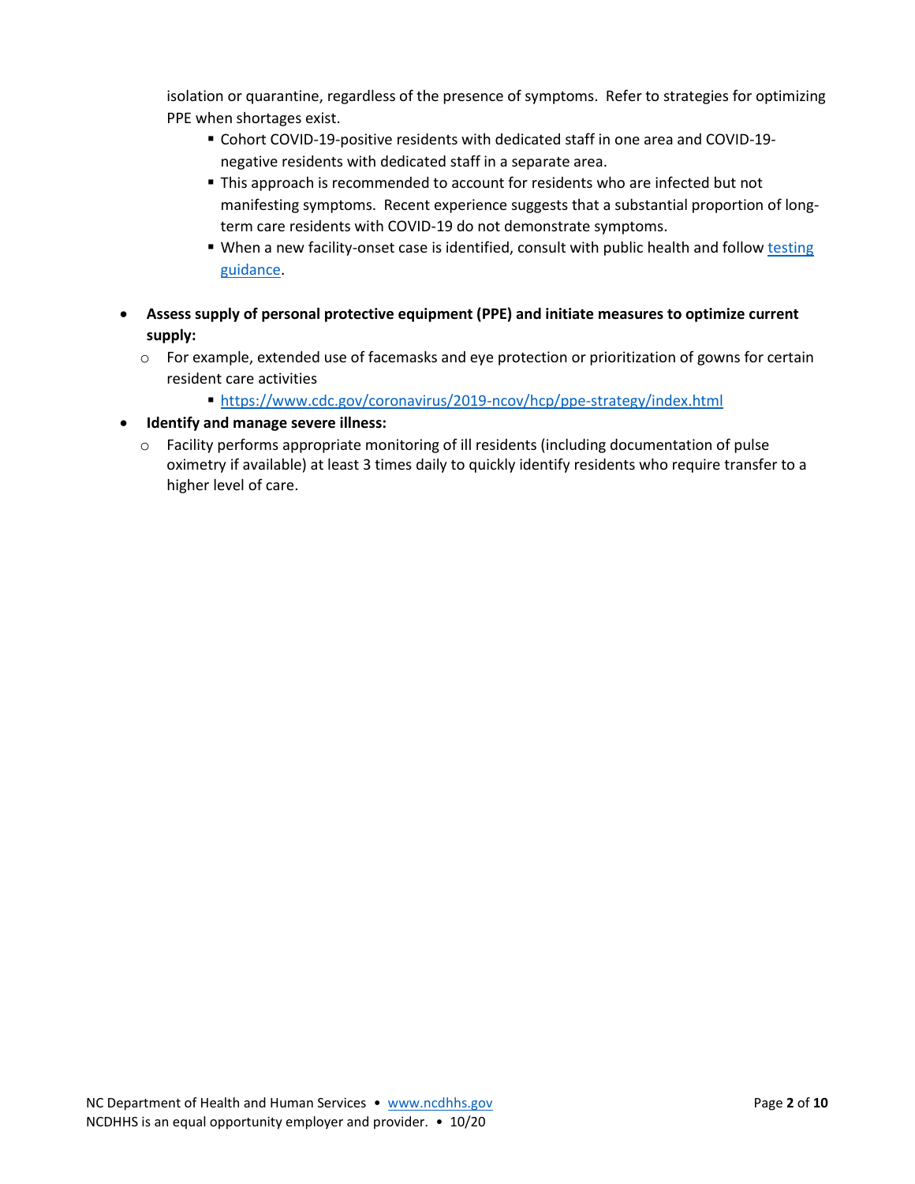isolation or quarantine, regardless of the presence of symptoms. Refer to strategies for optimizing PPE when shortages exist.

        - Cohort COVID-19-positive residents with dedicated staff in one area and COVID-19-negative residents with dedicated staff in a separate area.
        - This approach is recommended to account for residents who are infected but not manifesting symptoms. Recent experience suggests that a substantial proportion of long-term care residents with COVID-19 do not demonstrate symptoms.
        - When a new facility-onset case is identified, consult with public health and follow [testing guidance](testing guidance).

- **Assess supply of personal protective equipment (PPE) and initiate measures to optimize current supply:**
    - For example, extended use of facemasks and eye protection or prioritization of gowns for certain resident care activities
        - https://www.cdc.gov/coronavirus/2019-ncov/hcp/ppe-strategy/index.html
- **Identify and manage severe illness:**
    - Facility performs appropriate monitoring of ill residents (including documentation of pulse oximetry if available) at least 3 times daily to quickly identify residents who require transfer to a higher level of care.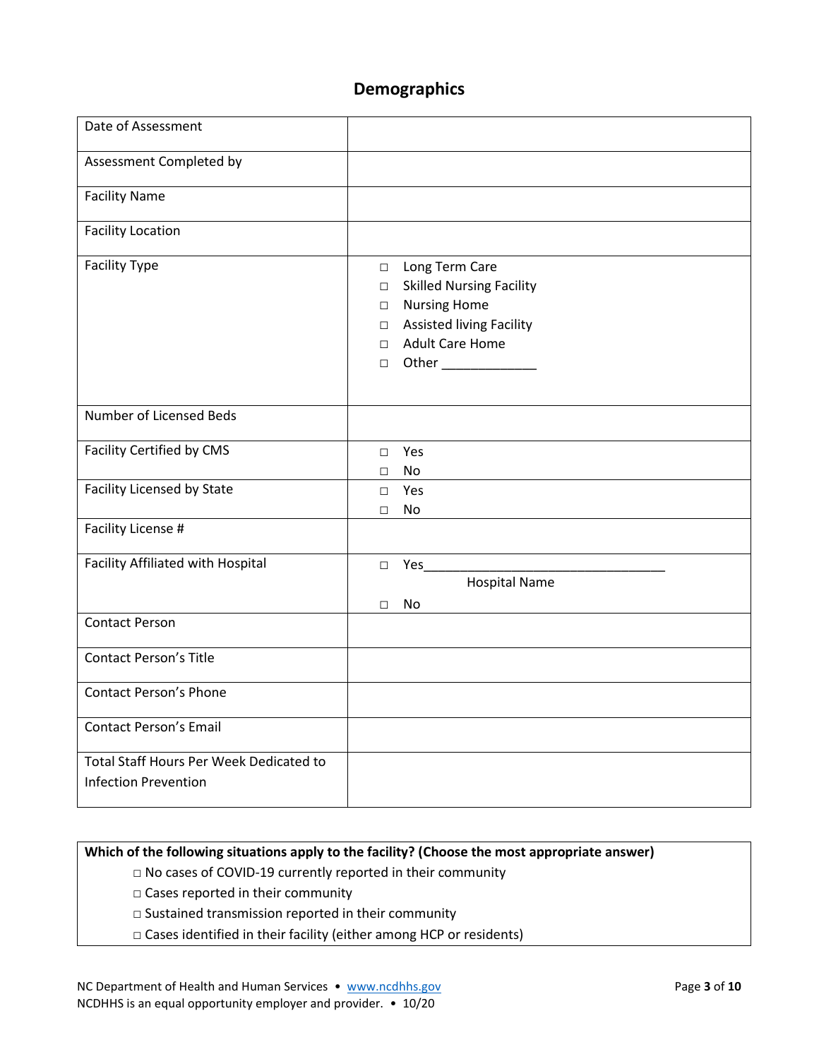# Demographics

| | |
|---|---|
| Date of Assessment | |
| Assessment Completed by | |
| Facility Name | |
| Facility Location | |
| Facility Type | □ Long Term Care<br>□ Skilled Nursing Facility<br>□ Nursing Home<br>□ Assisted living Facility<br>□ Adult Care Home<br>□ Other _____________ |
| Number of Licensed Beds | |
| Facility Certified by CMS | □ Yes<br>□ No |
| Facility Licensed by State | □ Yes<br>□ No |
| Facility License # | |
| Facility Affiliated with Hospital | □ Yes__________________________________<br>Hospital Name<br>□ No |
| Contact Person | |
| Contact Person's Title | |
| Contact Person's Phone | |
| Contact Person's Email | |
| Total Staff Hours Per Week Dedicated to Infection Prevention | |

**Which of the following situations apply to the facility? (Choose the most appropriate answer)**

- □ No cases of COVID-19 currently reported in their community
- □ Cases reported in their community
- □ Sustained transmission reported in their community
- □ Cases identified in their facility (either among HCP or residents)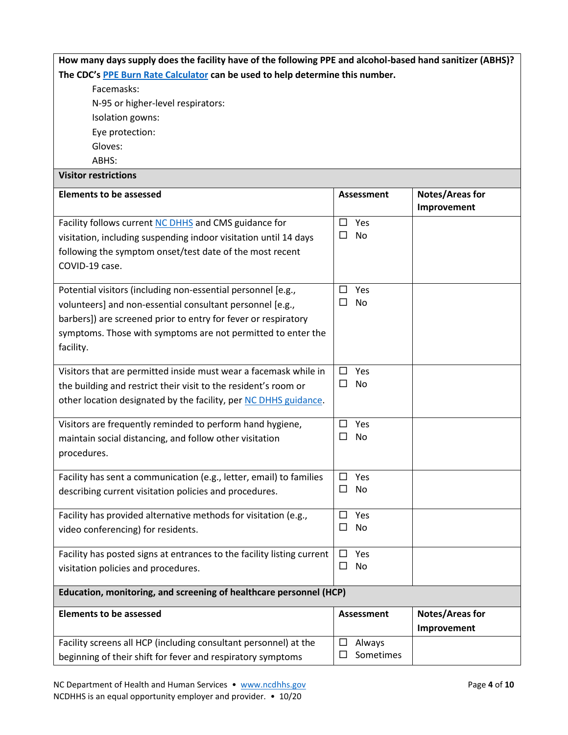**How many days supply does the facility have of the following PPE and alcohol-based hand sanitizer (ABHS)? The CDC's [PPE Burn Rate Calculator] can be used to help determine this number.**

- Facemasks:
- N-95 or higher-level respirators:
- Isolation gowns:
- Eye protection:
- Gloves:
- ABHS:

**Visitor restrictions**

| Elements to be assessed | Assessment | Notes/Areas for Improvement |
|---|---|---|
| Facility follows current NC DHHS and CMS guidance for visitation, including suspending indoor visitation until 14 days following the symptom onset/test date of the most recent COVID-19 case. | ☐ Yes ☐ No | |
| Potential visitors (including non-essential personnel [e.g., volunteers] and non-essential consultant personnel [e.g., barbers]) are screened prior to entry for fever or respiratory symptoms. Those with symptoms are not permitted to enter the facility. | ☐ Yes ☐ No | |
| Visitors that are permitted inside must wear a facemask while in the building and restrict their visit to the resident's room or other location designated by the facility, per NC DHHS guidance. | ☐ Yes ☐ No | |
| Visitors are frequently reminded to perform hand hygiene, maintain social distancing, and follow other visitation procedures. | ☐ Yes ☐ No | |
| Facility has sent a communication (e.g., letter, email) to families describing current visitation policies and procedures. | ☐ Yes ☐ No | |
| Facility has provided alternative methods for visitation (e.g., video conferencing) for residents. | ☐ Yes ☐ No | |
| Facility has posted signs at entrances to the facility listing current visitation policies and procedures. | ☐ Yes ☐ No | |

**Education, monitoring, and screening of healthcare personnel (HCP)**

| Elements to be assessed | Assessment | Notes/Areas for Improvement |
|---|---|---|
| Facility screens all HCP (including consultant personnel) at the beginning of their shift for fever and respiratory symptoms | ☐ Always ☐ Sometimes | |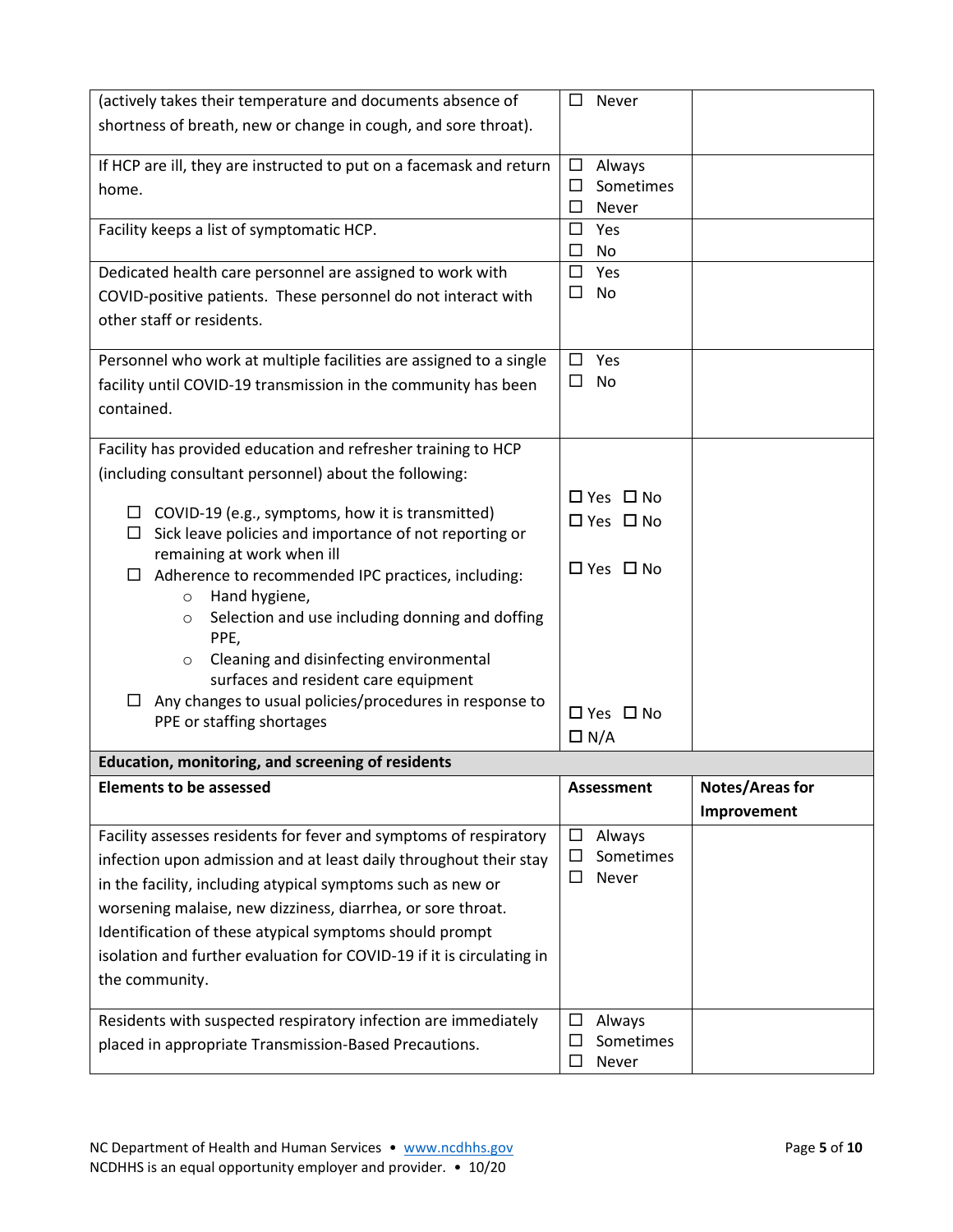| | | |
|---|---|---|
| (actively takes their temperature and documents absence of shortness of breath, new or change in cough, and sore throat). | ☐ Never | |
| If HCP are ill, they are instructed to put on a facemask and return home. | ☐ Always<br>☐ Sometimes<br>☐ Never | |
| Facility keeps a list of symptomatic HCP. | ☐ Yes<br>☐ No | |
| Dedicated health care personnel are assigned to work with COVID-positive patients. These personnel do not interact with other staff or residents. | ☐ Yes<br>☐ No | |
| Personnel who work at multiple facilities are assigned to a single facility until COVID-19 transmission in the community has been contained. | ☐ Yes<br>☐ No | |
| Facility has provided education and refresher training to HCP (including consultant personnel) about the following:<br>☐ COVID-19 (e.g., symptoms, how it is transmitted)<br>☐ Sick leave policies and importance of not reporting or remaining at work when ill<br>☐ Adherence to recommended IPC practices, including:<br>○ Hand hygiene,<br>○ Selection and use including donning and doffing PPE,<br>○ Cleaning and disinfecting environmental surfaces and resident care equipment<br>☐ Any changes to usual policies/procedures in response to PPE or staffing shortages | ☐ Yes ☐ No<br>☐ Yes ☐ No<br>☐ Yes ☐ No<br>☐ Yes ☐ No<br>☐ N/A | |
| **Education, monitoring, and screening of residents** | | |
| **Elements to be assessed** | **Assessment** | **Notes/Areas for Improvement** |
| Facility assesses residents for fever and symptoms of respiratory infection upon admission and at least daily throughout their stay in the facility, including atypical symptoms such as new or worsening malaise, new dizziness, diarrhea, or sore throat. Identification of these atypical symptoms should prompt isolation and further evaluation for COVID-19 if it is circulating in the community. | ☐ Always<br>☐ Sometimes<br>☐ Never | |
| Residents with suspected respiratory infection are immediately placed in appropriate Transmission-Based Precautions. | ☐ Always<br>☐ Sometimes<br>☐ Never | |

NC Department of Health and Human Services • www.ncdhhs.gov
NCDHHS is an equal opportunity employer and provider. • 10/20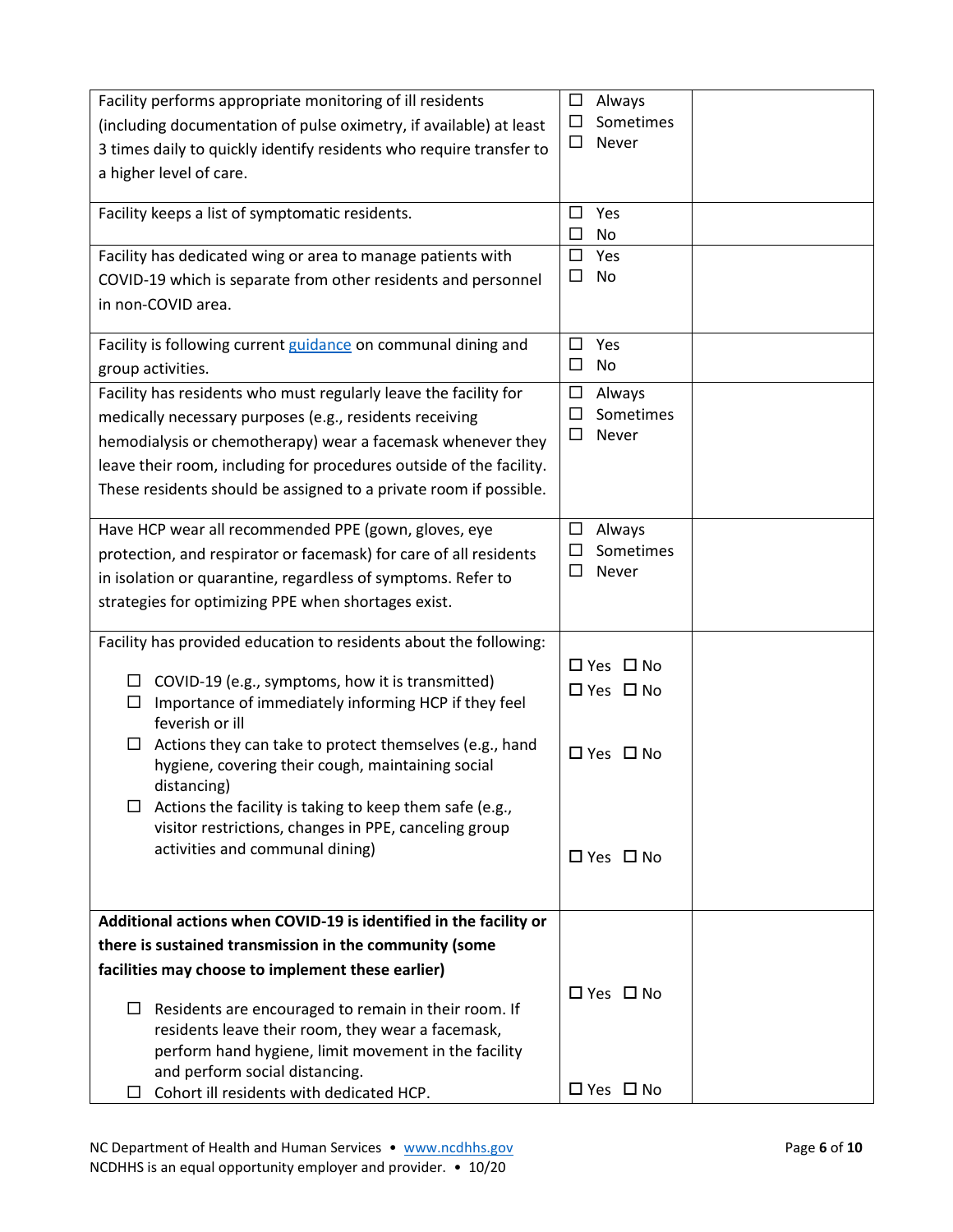| | | |
|---|---|---|
| Facility performs appropriate monitoring of ill residents (including documentation of pulse oximetry, if available) at least 3 times daily to quickly identify residents who require transfer to a higher level of care. | ☐ Always<br>☐ Sometimes<br>☐ Never | |
| Facility keeps a list of symptomatic residents. | ☐ Yes<br>☐ No | |
| Facility has dedicated wing or area to manage patients with COVID-19 which is separate from other residents and personnel in non-COVID area. | ☐ Yes<br>☐ No | |
| Facility is following current [guidance](guidance) on communal dining and group activities. | ☐ Yes<br>☐ No | |
| Facility has residents who must regularly leave the facility for medically necessary purposes (e.g., residents receiving hemodialysis or chemotherapy) wear a facemask whenever they leave their room, including for procedures outside of the facility. These residents should be assigned to a private room if possible. | ☐ Always<br>☐ Sometimes<br>☐ Never | |
| Have HCP wear all recommended PPE (gown, gloves, eye protection, and respirator or facemask) for care of all residents in isolation or quarantine, regardless of symptoms. Refer to strategies for optimizing PPE when shortages exist. | ☐ Always<br>☐ Sometimes<br>☐ Never | |
| Facility has provided education to residents about the following:<br>☐ COVID-19 (e.g., symptoms, how it is transmitted)<br>☐ Importance of immediately informing HCP if they feel feverish or ill<br>☐ Actions they can take to protect themselves (e.g., hand hygiene, covering their cough, maintaining social distancing)<br>☐ Actions the facility is taking to keep them safe (e.g., visitor restrictions, changes in PPE, canceling group activities and communal dining) | ☐ Yes ☐ No<br>☐ Yes ☐ No<br>☐ Yes ☐ No<br>☐ Yes ☐ No | |
| **Additional actions when COVID-19 is identified in the facility or there is sustained transmission in the community (some facilities may choose to implement these earlier)**<br>☐ Residents are encouraged to remain in their room. If residents leave their room, they wear a facemask, perform hand hygiene, limit movement in the facility and perform social distancing.<br>☐ Cohort ill residents with dedicated HCP. | ☐ Yes ☐ No<br>☐ Yes ☐ No | |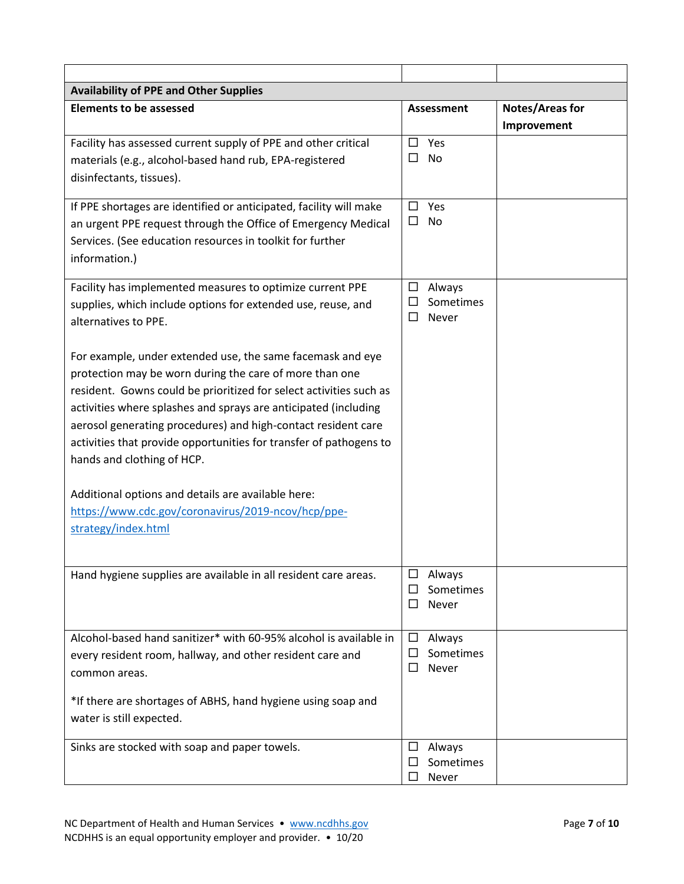| | | |
|---|---|---|
| **Availability of PPE and Other Supplies** | | |
| **Elements to be assessed** | **Assessment** | **Notes/Areas for Improvement** |
| Facility has assessed current supply of PPE and other critical materials (e.g., alcohol-based hand rub, EPA-registered disinfectants, tissues). | ☐ Yes<br>☐ No | |
| If PPE shortages are identified or anticipated, facility will make an urgent PPE request through the Office of Emergency Medical Services. (See education resources in toolkit for further information.) | ☐ Yes<br>☐ No | |
| Facility has implemented measures to optimize current PPE supplies, which include options for extended use, reuse, and alternatives to PPE.<br><br>For example, under extended use, the same facemask and eye protection may be worn during the care of more than one resident. Gowns could be prioritized for select activities such as activities where splashes and sprays are anticipated (including aerosol generating procedures) and high-contact resident care activities that provide opportunities for transfer of pathogens to hands and clothing of HCP.<br><br>Additional options and details are available here: [https://www.cdc.gov/coronavirus/2019-ncov/hcp/ppe-strategy/index.html](https://www.cdc.gov/coronavirus/2019-ncov/hcp/ppe-strategy/index.html) | ☐ Always<br>☐ Sometimes<br>☐ Never | |
| Hand hygiene supplies are available in all resident care areas. | ☐ Always<br>☐ Sometimes<br>☐ Never | |
| Alcohol-based hand sanitizer* with 60-95% alcohol is available in every resident room, hallway, and other resident care and common areas.<br><br>*If there are shortages of ABHS, hand hygiene using soap and water is still expected. | ☐ Always<br>☐ Sometimes<br>☐ Never | |
| Sinks are stocked with soap and paper towels. | ☐ Always<br>☐ Sometimes<br>☐ Never | |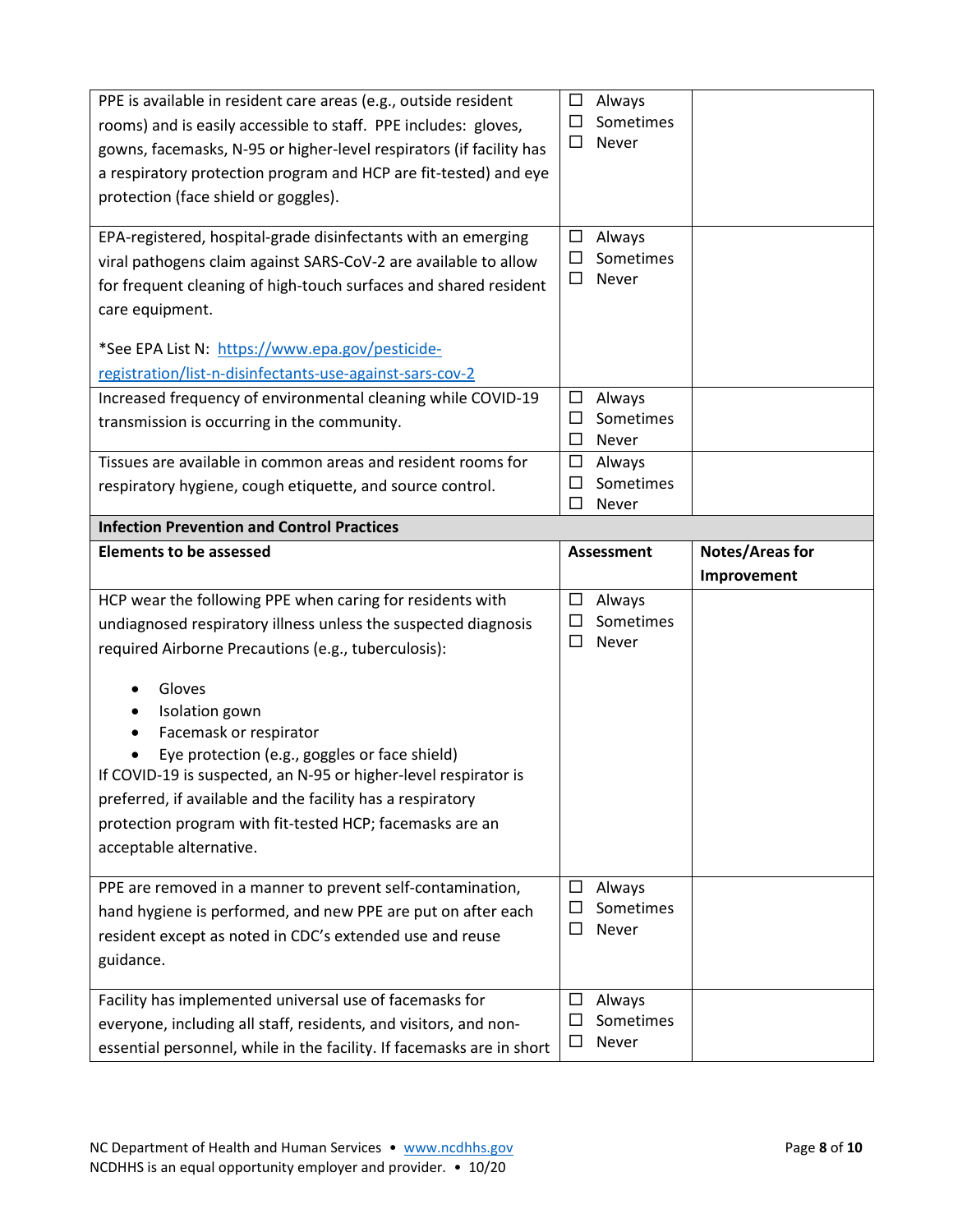| | | |
|---|---|---|
| PPE is available in resident care areas (e.g., outside resident rooms) and is easily accessible to staff. PPE includes: gloves, gowns, facemasks, N-95 or higher-level respirators (if facility has a respiratory protection program and HCP are fit-tested) and eye protection (face shield or goggles). | ☐ Always<br>☐ Sometimes<br>☐ Never | |
| EPA-registered, hospital-grade disinfectants with an emerging viral pathogens claim against SARS-CoV-2 are available to allow for frequent cleaning of high-touch surfaces and shared resident care equipment.<br><br>*See EPA List N: [https://www.epa.gov/pesticide-registration/list-n-disinfectants-use-against-sars-cov-2](https://www.epa.gov/pesticide-registration/list-n-disinfectants-use-against-sars-cov-2) | ☐ Always<br>☐ Sometimes<br>☐ Never | |
| Increased frequency of environmental cleaning while COVID-19 transmission is occurring in the community. | ☐ Always<br>☐ Sometimes<br>☐ Never | |
| Tissues are available in common areas and resident rooms for respiratory hygiene, cough etiquette, and source control. | ☐ Always<br>☐ Sometimes<br>☐ Never | |
| **Infection Prevention and Control Practices** | | |
| **Elements to be assessed** | **Assessment** | **Notes/Areas for Improvement** |
| HCP wear the following PPE when caring for residents with undiagnosed respiratory illness unless the suspected diagnosis required Airborne Precautions (e.g., tuberculosis):<br><br>• Gloves<br>• Isolation gown<br>• Facemask or respirator<br>• Eye protection (e.g., goggles or face shield)<br><br>If COVID-19 is suspected, an N-95 or higher-level respirator is preferred, if available and the facility has a respiratory protection program with fit-tested HCP; facemasks are an acceptable alternative. | ☐ Always<br>☐ Sometimes<br>☐ Never | |
| PPE are removed in a manner to prevent self-contamination, hand hygiene is performed, and new PPE are put on after each resident except as noted in CDC's extended use and reuse guidance. | ☐ Always<br>☐ Sometimes<br>☐ Never | |
| Facility has implemented universal use of facemasks for everyone, including all staff, residents, and visitors, and non-essential personnel, while in the facility. If facemasks are in short | ☐ Always<br>☐ Sometimes<br>☐ Never | |

NC Department of Health and Human Services • [www.ncdhhs.gov](http://www.ncdhhs.gov)
NCDHHS is an equal opportunity employer and provider. • 10/20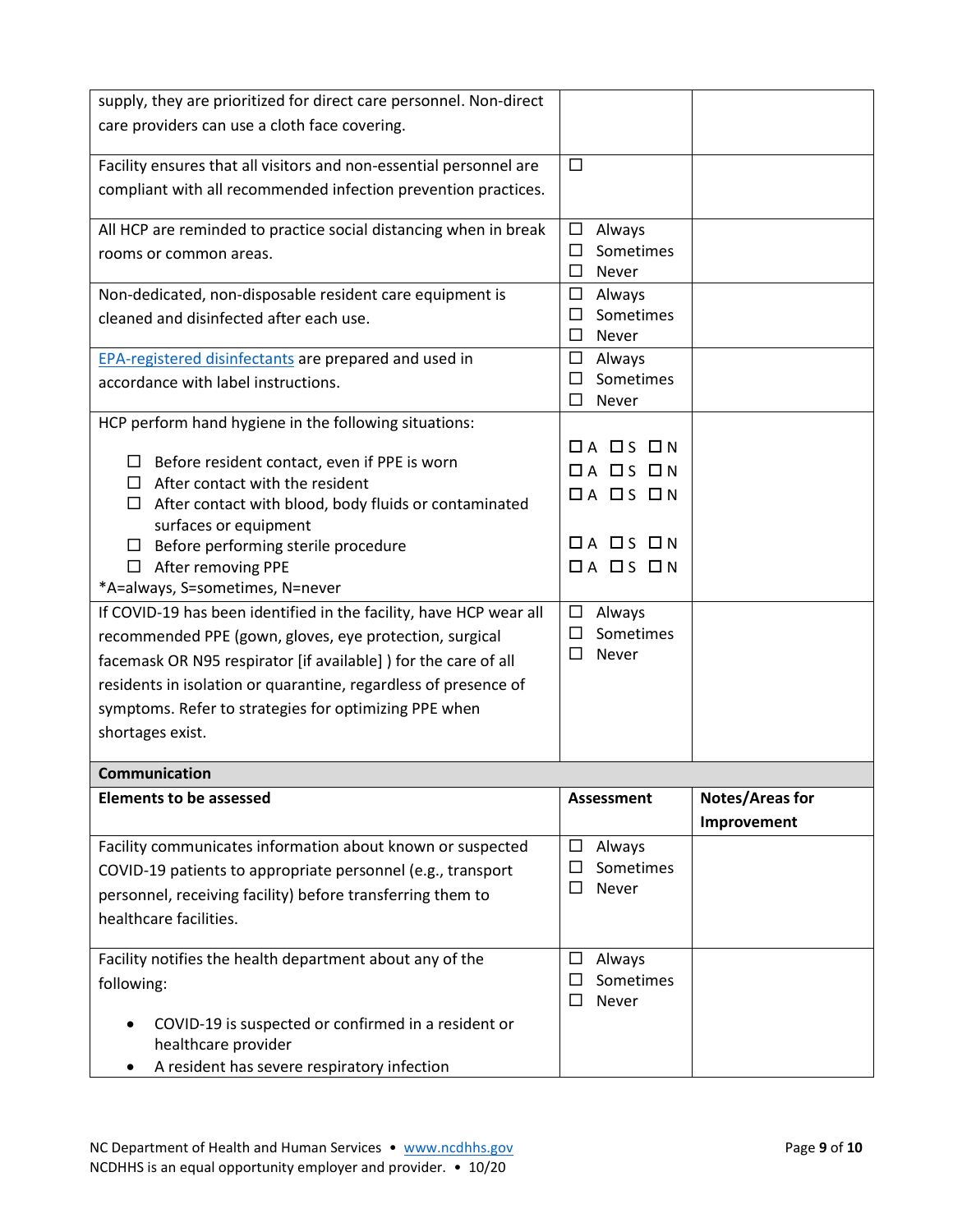| | | |
|---|---|---|
| supply, they are prioritized for direct care personnel. Non-direct care providers can use a cloth face covering. | | |
| Facility ensures that all visitors and non-essential personnel are compliant with all recommended infection prevention practices. | ☐ | |
| All HCP are reminded to practice social distancing when in break rooms or common areas. | ☐ Always<br>☐ Sometimes<br>☐ Never | |
| Non-dedicated, non-disposable resident care equipment is cleaned and disinfected after each use. | ☐ Always<br>☐ Sometimes<br>☐ Never | |
| EPA-registered disinfectants are prepared and used in accordance with label instructions. | ☐ Always<br>☐ Sometimes<br>☐ Never | |
| HCP perform hand hygiene in the following situations:<br><br>☐ Before resident contact, even if PPE is worn<br>☐ After contact with the resident<br>☐ After contact with blood, body fluids or contaminated surfaces or equipment<br>☐ Before performing sterile procedure<br>☐ After removing PPE<br>*A=always, S=sometimes, N=never | <br><br>☐ A ☐ S ☐ N<br>☐ A ☐ S ☐ N<br>☐ A ☐ S ☐ N<br><br>☐ A ☐ S ☐ N<br>☐ A ☐ S ☐ N | |
| If COVID-19 has been identified in the facility, have HCP wear all recommended PPE (gown, gloves, eye protection, surgical facemask OR N95 respirator [if available] ) for the care of all residents in isolation or quarantine, regardless of presence of symptoms. Refer to strategies for optimizing PPE when shortages exist. | ☐ Always<br>☐ Sometimes<br>☐ Never | |
| **Communication** | | |
| **Elements to be assessed** | **Assessment** | **Notes/Areas for Improvement** |
| Facility communicates information about known or suspected COVID-19 patients to appropriate personnel (e.g., transport personnel, receiving facility) before transferring them to healthcare facilities. | ☐ Always<br>☐ Sometimes<br>☐ Never | |
| Facility notifies the health department about any of the following:<br><br>• COVID-19 is suspected or confirmed in a resident or healthcare provider<br>• A resident has severe respiratory infection | ☐ Always<br>☐ Sometimes<br>☐ Never | |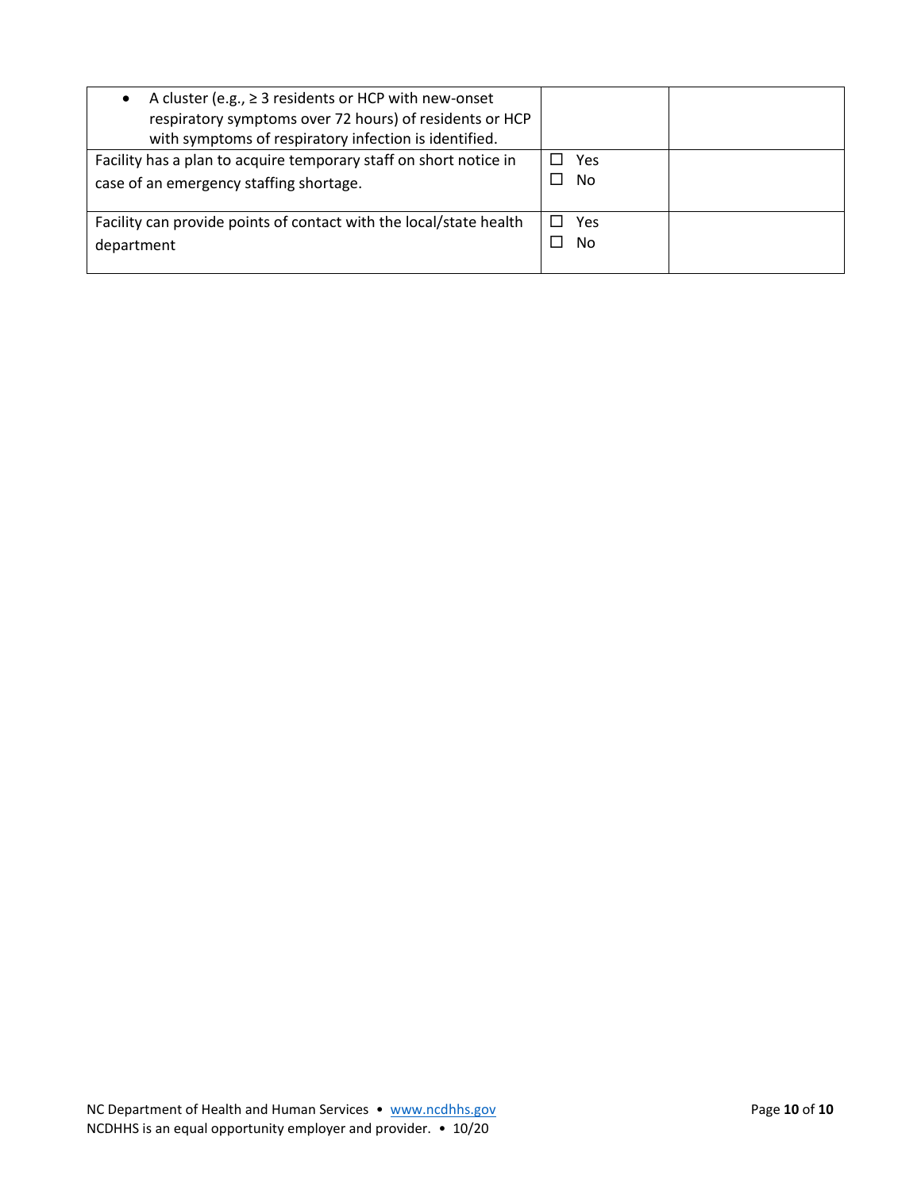| | | |
|---|---|---|
| • A cluster (e.g., ≥ 3 residents or HCP with new-onset respiratory symptoms over 72 hours) of residents or HCP with symptoms of respiratory infection is identified. | | |
| Facility has a plan to acquire temporary staff on short notice in case of an emergency staffing shortage. | ☐ Yes<br>☐ No | |
| Facility can provide points of contact with the local/state health department | ☐ Yes<br>☐ No | |

NC Department of Health and Human Services • www.ncdhhs.gov
NCDHHS is an equal opportunity employer and provider. • 10/20